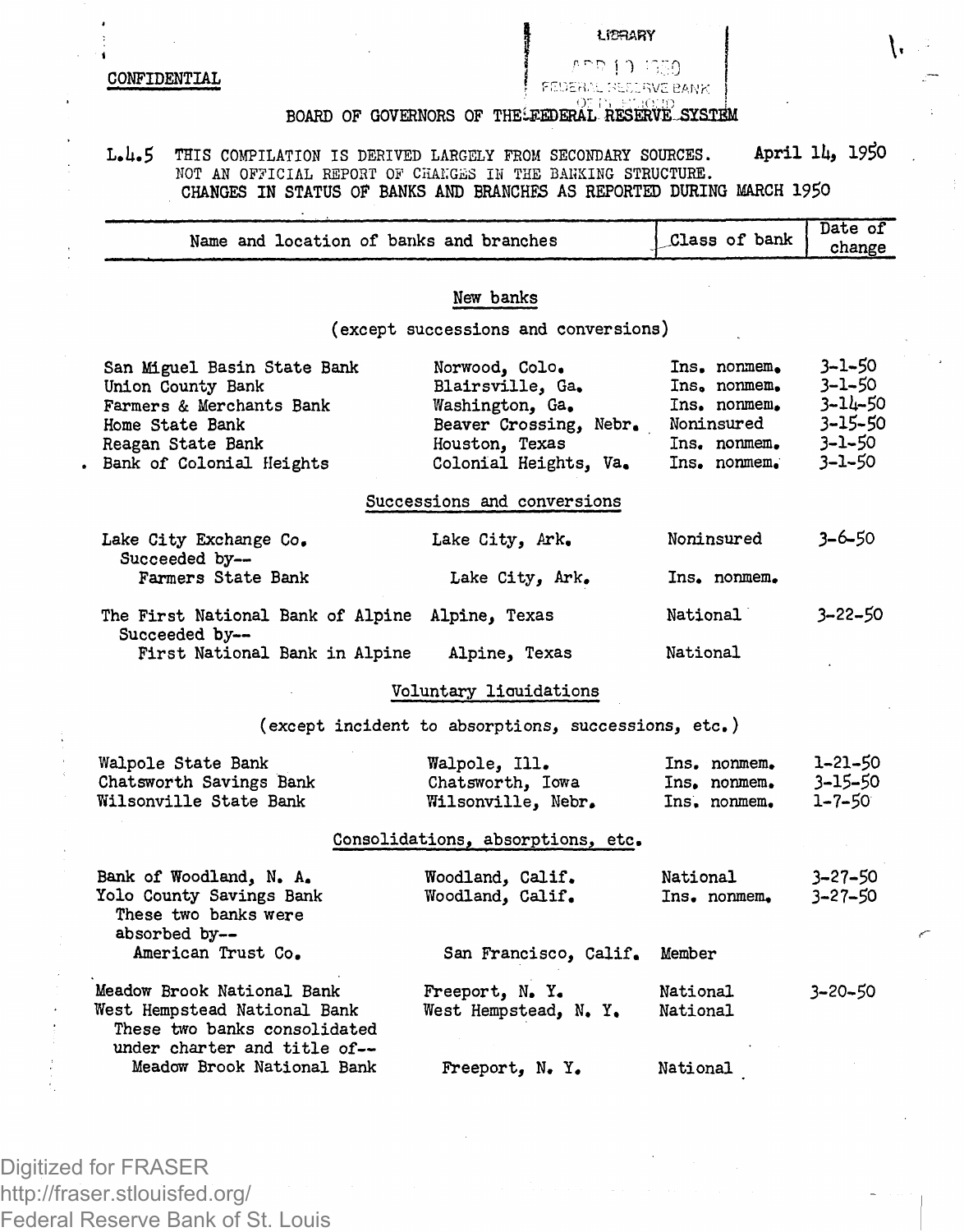CONFIDENTIAL

LIBRARY

APR 19 1950

FEDERAL RESERVE BANK OF ST. LOUIS

BOARD OF GOVERNORS OF THE FEDERAL RESERVE SYSTEM

L.4.5 THIS COMPILATION IS DERIVED LARGELY FROM SECONDARY SOURCES. NOT AN OFFICIAL REPORT OF CHANGES IN THE BANKING STRUCTURE.

April 14, 1950

CHANGES IN STATUS OF BANKS AND BRANCHES AS REPORTED DURING MARCH 1950

| Name and location of banks and branches | | Class of bank | Date of change |
|---|---|---|---|
| **New banks** (except successions and conversions) | | | |
| San Miguel Basin State Bank | Norwood, Colo. | Ins. nonmem. | 3-1-50 |
| Union County Bank | Blairsville, Ga. | Ins. nonmem. | 3-1-50 |
| Farmers & Merchants Bank | Washington, Ga. | Ins. nonmem. | 3-14-50 |
| Home State Bank | Beaver Crossing, Nebr. | Noninsured | 3-15-50 |
| Reagan State Bank | Houston, Texas | Ins. nonmem. | 3-1-50 |
| Bank of Colonial Heights | Colonial Heights, Va. | Ins. nonmem. | 3-1-50 |
| **Successions and conversions** | | | |
| Lake City Exchange Co. | Lake City, Ark. | Noninsured | 3-6-50 |
| Succeeded by-- | | | |
| Farmers State Bank | Lake City, Ark. | Ins. nonmem. | |
| The First National Bank of Alpine | Alpine, Texas | National | 3-22-50 |
| Succeeded by-- | | | |
| First National Bank in Alpine | Alpine, Texas | National | |
| **Voluntary liquidations** (except incident to absorptions, successions, etc.) | | | |
| Walpole State Bank | Walpole, Ill. | Ins. nonmem. | 1-21-50 |
| Chatsworth Savings Bank | Chatsworth, Iowa | Ins. nonmem. | 3-15-50 |
| Wilsonville State Bank | Wilsonville, Nebr. | Ins. nonmem. | 1-7-50 |
| **Consolidations, absorptions, etc.** | | | |
| Bank of Woodland, N. A. | Woodland, Calif. | National | 3-27-50 |
| Yolo County Savings Bank | Woodland, Calif. | Ins. nonmem. | 3-27-50 |
| These two banks were absorbed by-- | | | |
| American Trust Co. | San Francisco, Calif. | Member | |
| Meadow Brook National Bank | Freeport, N. Y. | National | 3-20-50 |
| West Hempstead National Bank | West Hempstead, N. Y. | National | |
| These two banks consolidated under charter and title of-- | | | |
| Meadow Brook National Bank | Freeport, N. Y. | National | |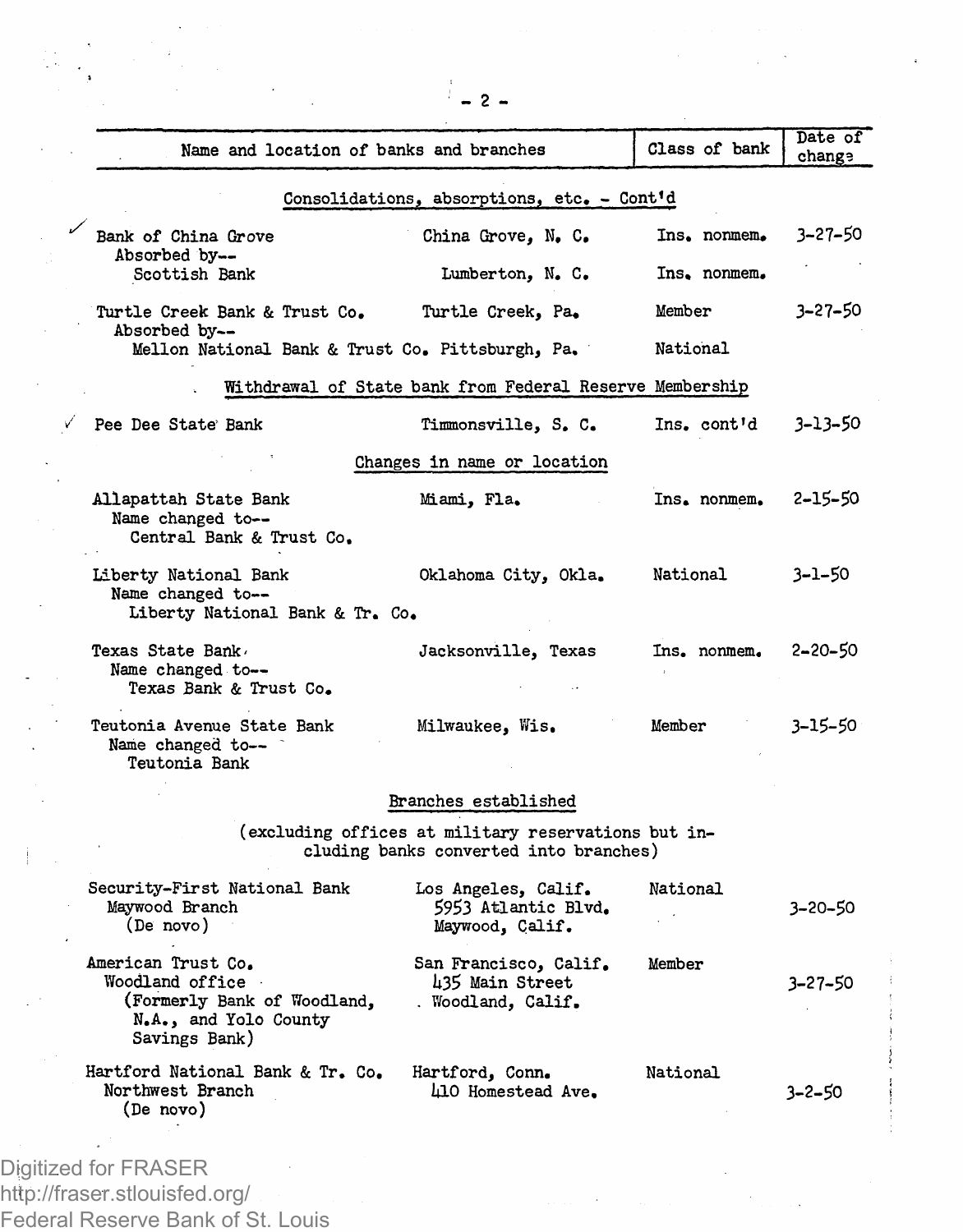| Name and location of banks and branches | | Class of bank | Date of change |
|---|---|---|---|
| **Consolidations, absorptions, etc. - Cont'd** | | | |
| Bank of China Grove | China Grove, N. C. | Ins. nonmem. | 3-27-50 |
| Absorbed by-- Scottish Bank | Lumberton, N. C. | Ins. nonmem. | |
| Turtle Creek Bank & Trust Co. | Turtle Creek, Pa. | Member | 3-27-50 |
| Absorbed by-- Mellon National Bank & Trust Co. | Pittsburgh, Pa. | National | |
| **Withdrawal of State bank from Federal Reserve Membership** | | | |
| Pee Dee State Bank | Timmonsville, S. C. | Ins. cont'd | 3-13-50 |
| **Changes in name or location** | | | |
| Allapattah State Bank Name changed to-- Central Bank & Trust Co. | Miami, Fla. | Ins. nonmem. | 2-15-50 |
| Liberty National Bank Name changed to-- Liberty National Bank & Tr. Co. | Oklahoma City, Okla. | National | 3-1-50 |
| Texas State Bank Name changed to-- Texas Bank & Trust Co. | Jacksonville, Texas | Ins. nonmem. | 2-20-50 |
| Teutonia Avenue State Bank Name changed to-- Teutonia Bank | Milwaukee, Wis. | Member | 3-15-50 |
| **Branches established** (excluding offices at military reservations but including banks converted into branches) | | | |
| Security-First National Bank | Los Angeles, Calif. | National | |
| Maywood Branch (De novo) | 5953 Atlantic Blvd. Maywood, Calif. | | 3-20-50 |
| American Trust Co. | San Francisco, Calif. | Member | |
| Woodland office (Formerly Bank of Woodland, N.A., and Yolo County Savings Bank) | 435 Main Street Woodland, Calif. | | 3-27-50 |
| Hartford National Bank & Tr. Co. | Hartford, Conn. | National | |
| Northwest Branch (De novo) | 410 Homestead Ave. | | 3-2-50 |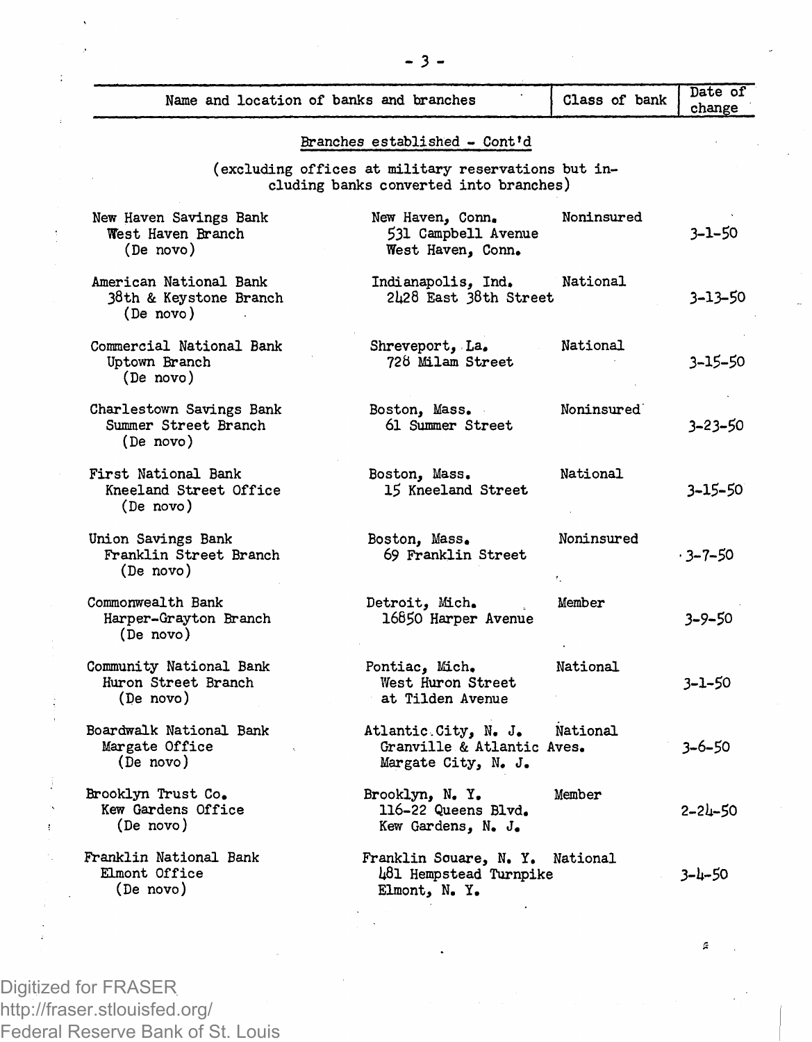| Name and location of banks and branches | | Class of bank | Date of change |
|---|---|---|---|

### Branches established - Cont'd

(excluding offices at military reservations but including banks converted into branches)

| Name and location of banks and branches | | Class of bank | Date of change |
|---|---|---|---|
| New Haven Savings Bank<br>West Haven Branch<br>(De novo) | New Haven, Conn.<br>531 Campbell Avenue<br>West Haven, Conn. | Noninsured | 3-1-50 |
| American National Bank<br>38th & Keystone Branch<br>(De novo) | Indianapolis, Ind.<br>2428 East 38th Street | National | 3-13-50 |
| Commercial National Bank<br>Uptown Branch<br>(De novo) | Shreveport, La.<br>728 Milam Street | National | 3-15-50 |
| Charlestown Savings Bank<br>Summer Street Branch<br>(De novo) | Boston, Mass.<br>61 Summer Street | Noninsured | 3-23-50 |
| First National Bank<br>Kneeland Street Office<br>(De novo) | Boston, Mass.<br>15 Kneeland Street | National | 3-15-50 |
| Union Savings Bank<br>Franklin Street Branch<br>(De novo) | Boston, Mass.<br>69 Franklin Street | Noninsured | 3-7-50 |
| Commonwealth Bank<br>Harper-Grayton Branch<br>(De novo) | Detroit, Mich.<br>16850 Harper Avenue | Member | 3-9-50 |
| Community National Bank<br>Huron Street Branch<br>(De novo) | Pontiac, Mich.<br>West Huron Street<br>at Tilden Avenue | National | 3-1-50 |
| Boardwalk National Bank<br>Margate Office<br>(De novo) | Atlantic City, N. J.<br>Granville & Atlantic Aves.<br>Margate City, N. J. | National | 3-6-50 |
| Brooklyn Trust Co.<br>Kew Gardens Office<br>(De novo) | Brooklyn, N. Y.<br>116-22 Queens Blvd.<br>Kew Gardens, N. J. | Member | 2-24-50 |
| Franklin National Bank<br>Elmont Office<br>(De novo) | Franklin Souare, N. Y.<br>481 Hempstead Turnpike<br>Elmont, N. Y. | National | 3-4-50 |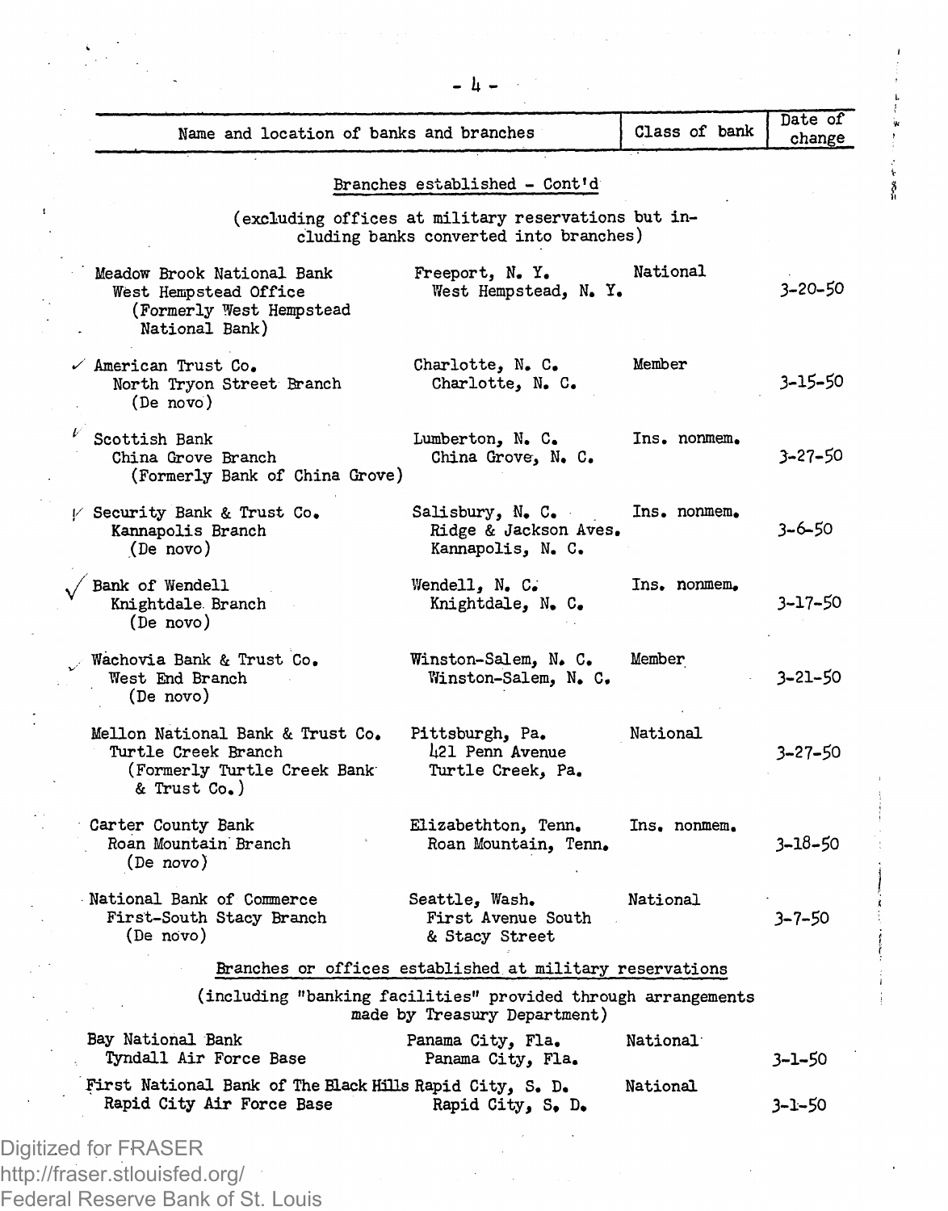| Name and location of banks and branches | | Class of bank | Date of change |
|---|---|---|---|
| **Branches established - Cont'd** | | | |
| (excluding offices at military reservations but including banks converted into branches) | | | |
| Meadow Brook National Bank<br>West Hempstead Office<br>(Formerly West Hempstead National Bank) | Freeport, N. Y.<br>West Hempstead, N. Y. | National | 3-20-50 |
| American Trust Co.<br>North Tryon Street Branch<br>(De novo) | Charlotte, N. C.<br>Charlotte, N. C. | Member | 3-15-50 |
| Scottish Bank<br>China Grove Branch<br>(Formerly Bank of China Grove) | Lumberton, N. C.<br>China Grove, N. C. | Ins. nonmem. | 3-27-50 |
| Security Bank & Trust Co.<br>Kannapolis Branch<br>(De novo) | Salisbury, N. C.<br>Ridge & Jackson Aves.<br>Kannapolis, N. C. | Ins. nonmem. | 3-6-50 |
| Bank of Wendell<br>Knightdale Branch<br>(De novo) | Wendell, N. C.<br>Knightdale, N. C. | Ins. nonmem. | 3-17-50 |
| Wachovia Bank & Trust Co.<br>West End Branch<br>(De novo) | Winston-Salem, N. C.<br>Winston-Salem, N. C. | Member | 3-21-50 |
| Mellon National Bank & Trust Co.<br>Turtle Creek Branch<br>(Formerly Turtle Creek Bank & Trust Co.) | Pittsburgh, Pa.<br>421 Penn Avenue<br>Turtle Creek, Pa. | National | 3-27-50 |
| Carter County Bank<br>Roan Mountain Branch<br>(De novo) | Elizabethton, Tenn.<br>Roan Mountain, Tenn. | Ins. nonmem. | 3-18-50 |
| National Bank of Commerce<br>First-South Stacy Branch<br>(De novo) | Seattle, Wash.<br>First Avenue South<br>& Stacy Street | National | 3-7-50 |
| **Branches or offices established at military reservations** | | | |
| (including "banking facilities" provided through arrangements made by Treasury Department) | | | |
| Bay National Bank<br>Tyndall Air Force Base | Panama City, Fla.<br>Panama City, Fla. | National | 3-1-50 |
| First National Bank of The Black Hills<br>Rapid City Air Force Base | Rapid City, S. D.<br>Rapid City, S. D. | National | 3-1-50 |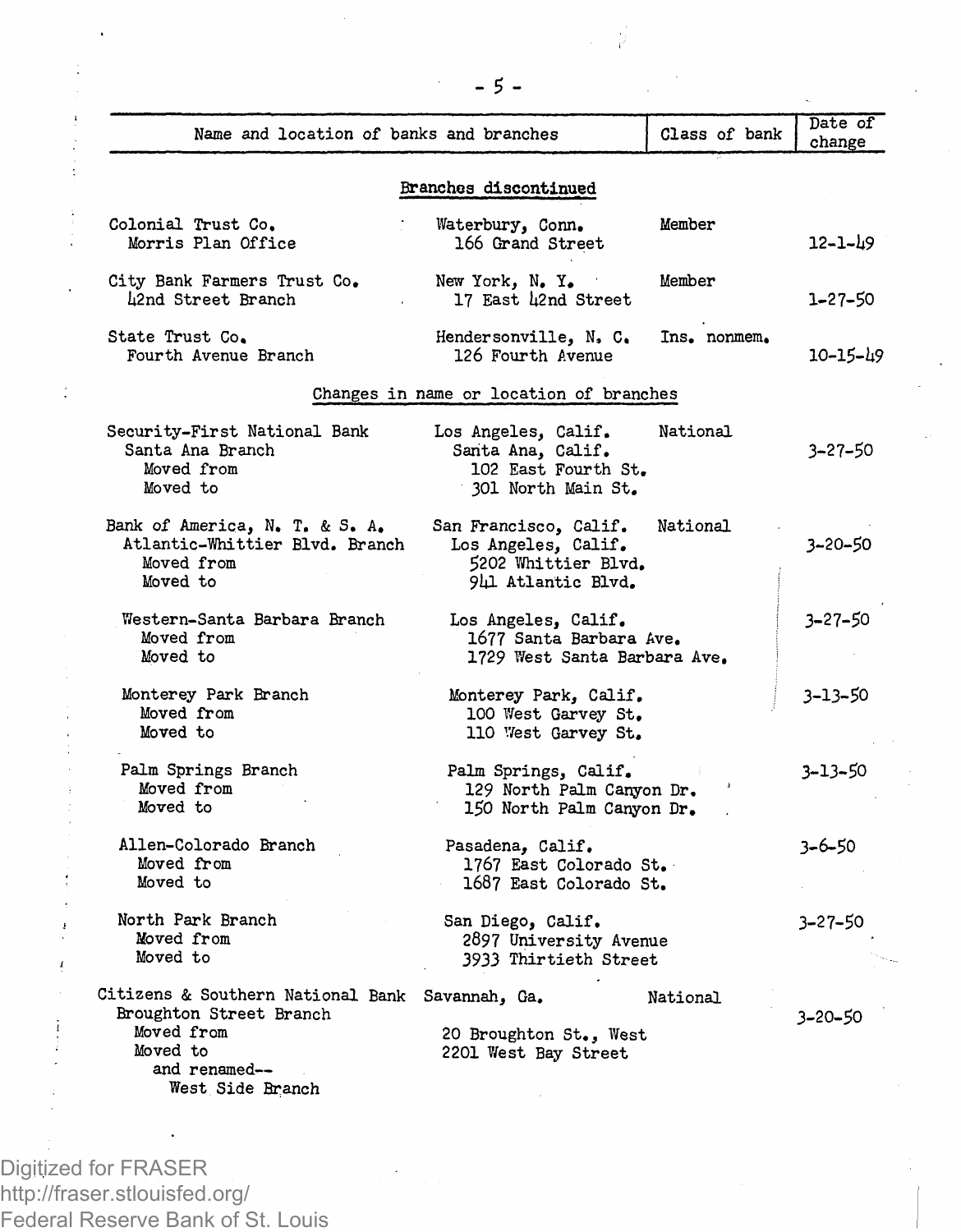| Name and location of banks and branches | | Class of bank | Date of change |
|---|---|---|---|
| **Branches discontinued** | | | |
| Colonial Trust Co.<br>Morris Plan Office | Waterbury, Conn.<br>166 Grand Street | Member | 12-1-49 |
| City Bank Farmers Trust Co.<br>42nd Street Branch | New York, N. Y.<br>17 East 42nd Street | Member | 1-27-50 |
| State Trust Co.<br>Fourth Avenue Branch | Hendersonville, N. C.<br>126 Fourth Avenue | Ins. nonmem. | 10-15-49 |
| **Changes in name or location of branches** | | | |
| Security-First National Bank<br>Santa Ana Branch<br>Moved from<br>Moved to | Los Angeles, Calif.<br>Santa Ana, Calif.<br>102 East Fourth St.<br>301 North Main St. | National | 3-27-50 |
| Bank of America, N. T. & S. A.<br>Atlantic-Whittier Blvd. Branch<br>Moved from<br>Moved to | San Francisco, Calif.<br>Los Angeles, Calif.<br>5202 Whittier Blvd.<br>941 Atlantic Blvd. | National | 3-20-50 |
| Western-Santa Barbara Branch<br>Moved from<br>Moved to | Los Angeles, Calif.<br>1677 Santa Barbara Ave.<br>1729 West Santa Barbara Ave. | | 3-27-50 |
| Monterey Park Branch<br>Moved from<br>Moved to | Monterey Park, Calif.<br>100 West Garvey St.<br>110 West Garvey St. | | 3-13-50 |
| Palm Springs Branch<br>Moved from<br>Moved to | Palm Springs, Calif.<br>129 North Palm Canyon Dr.<br>150 North Palm Canyon Dr. | | 3-13-50 |
| Allen-Colorado Branch<br>Moved from<br>Moved to | Pasadena, Calif.<br>1767 East Colorado St.<br>1687 East Colorado St. | | 3-6-50 |
| North Park Branch<br>Moved from<br>Moved to | San Diego, Calif.<br>2897 University Avenue<br>3933 Thirtieth Street | | 3-27-50 |
| Citizens & Southern National Bank<br>Broughton Street Branch<br>Moved from<br>Moved to<br>and renamed--<br>West Side Branch | Savannah, Ga.<br><br>20 Broughton St., West<br>2201 West Bay Street | National | 3-20-50 |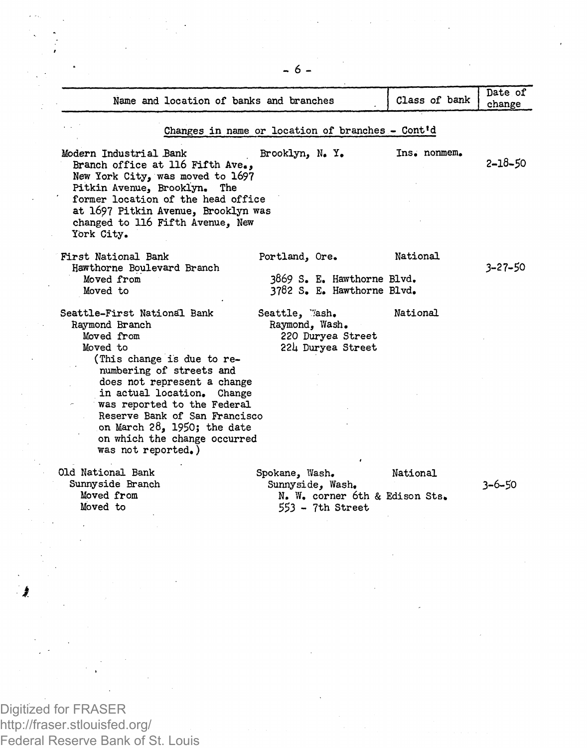| Name and location of banks and branches | | Class of bank | Date of change |
|---|---|---|---|
| **Changes in name or location of branches - Cont'd** | | | |
| Modern Industrial Bank<br>Branch office at 116 Fifth Ave., New York City, was moved to 1697 Pitkin Avenue, Brooklyn. The former location of the head office at 1697 Pitkin Avenue, Brooklyn was changed to 116 Fifth Avenue, New York City. | Brooklyn, N. Y. | Ins. nonmem. | 2-18-50 |
| First National Bank<br>Hawthorne Boulevard Branch<br>Moved from<br>Moved to | Portland, Ore.<br><br>3869 S. E. Hawthorne Blvd.<br>3782 S. E. Hawthorne Blvd. | National | 3-27-50 |
| Seattle-First National Bank<br>Raymond Branch<br>Moved from<br>Moved to<br>(This change is due to re-numbering of streets and does not represent a change in actual location. Change was reported to the Federal Reserve Bank of San Francisco on March 28, 1950; the date on which the change occurred was not reported.) | Seattle, Wash.<br>Raymond, Wash.<br>220 Duryea Street<br>224 Duryea Street | National | |
| Old National Bank<br>Sunnyside Branch<br>Moved from<br>Moved to | Spokane, Wash.<br>Sunnyside, Wash.<br>N. W. corner 6th & Edison Sts.<br>553 - 7th Street | National | 3-6-50 |